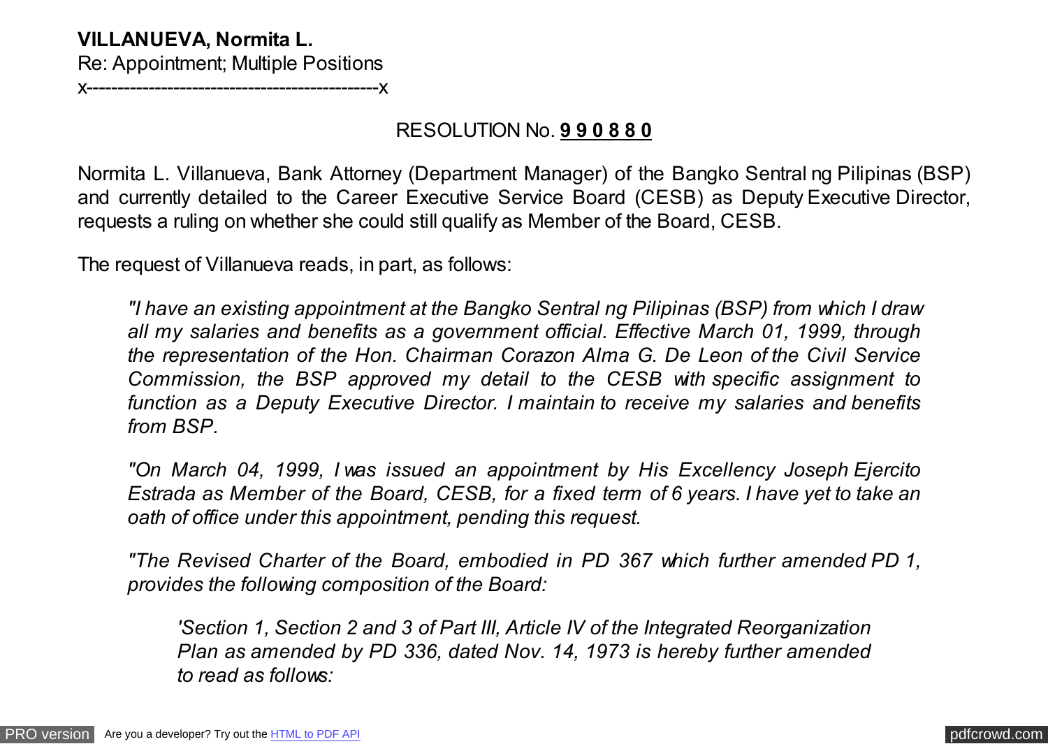**VILLANUEVA, Normita L.**
Re: Appointment; Multiple Positions
x----------------------------------------------x

RESOLUTION No. **9 9 0 8 8 0**

Normita L. Villanueva, Bank Attorney (Department Manager) of the Bangko Sentral ng Pilipinas (BSP) and currently detailed to the Career Executive Service Board (CESB) as Deputy Executive Director, requests a ruling on whether she could still qualify as Member of the Board, CESB.

The request of Villanueva reads, in part, as follows:

> *"I have an existing appointment at the Bangko Sentral ng Pilipinas (BSP) from which I draw all my salaries and benefits as a government official. Effective March 01, 1999, through the representation of the Hon. Chairman Corazon Alma G. De Leon of the Civil Service Commission, the BSP approved my detail to the CESB with specific assignment to function as a Deputy Executive Director. I maintain to receive my salaries and benefits from BSP.*
>
> *"On March 04, 1999, I was issued an appointment by His Excellency Joseph Ejercito Estrada as Member of the Board, CESB, for a fixed term of 6 years. I have yet to take an oath of office under this appointment, pending this request.*
>
> *"The Revised Charter of the Board, embodied in PD 367 which further amended PD 1, provides the following composition of the Board:*
>
> > *'Section 1, Section 2 and 3 of Part III, Article IV of the Integrated Reorganization Plan as amended by PD 336, dated Nov. 14, 1973 is hereby further amended to read as follows:*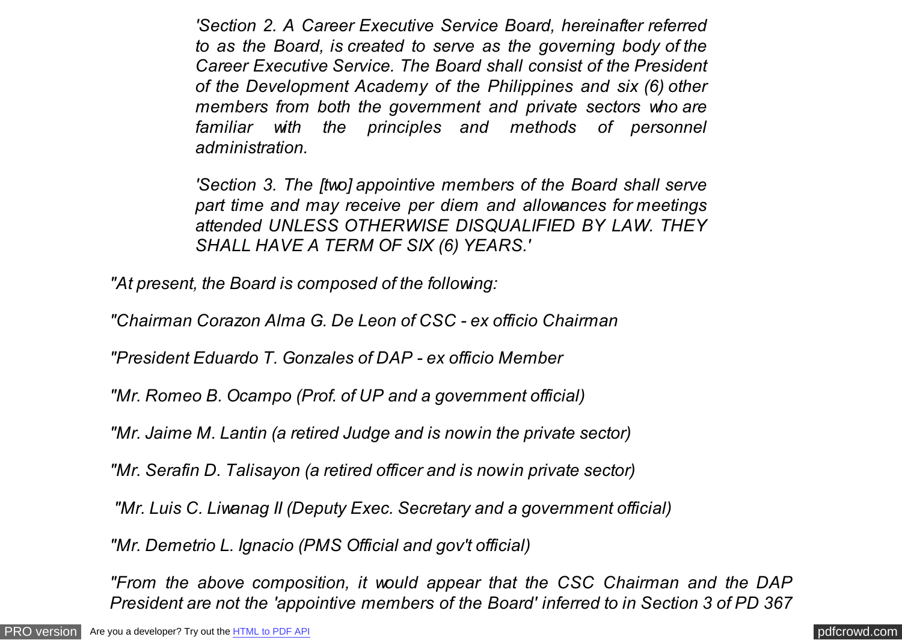*'Section 2. A Career Executive Service Board, hereinafter referred to as the Board, is created to serve as the governing body of the Career Executive Service. The Board shall consist of the President of the Development Academy of the Philippines and six (6) other members from both the government and private sectors who are familiar with the principles and methods of personnel administration.*

*'Section 3. The [two] appointive members of the Board shall serve part time and may receive per diem and allowances for meetings attended UNLESS OTHERWISE DISQUALIFIED BY LAW. THEY SHALL HAVE A TERM OF SIX (6) YEARS.'*

*"At present, the Board is composed of the following:*

*"Chairman Corazon Alma G. De Leon of CSC - ex officio Chairman*

*"President Eduardo T. Gonzales of DAP - ex officio Member*

*"Mr. Romeo B. Ocampo (Prof. of UP and a government official)*

*"Mr. Jaime M. Lantin (a retired Judge and is now in the private sector)*

*"Mr. Serafin D. Talisayon (a retired officer and is now in private sector)*

*"Mr. Luis C. Liwanag II (Deputy Exec. Secretary and a government official)*

*"Mr. Demetrio L. Ignacio (PMS Official and gov't official)*

*"From the above composition, it would appear that the CSC Chairman and the DAP President are not the 'appointive members of the Board' inferred to in Section 3 of PD 367*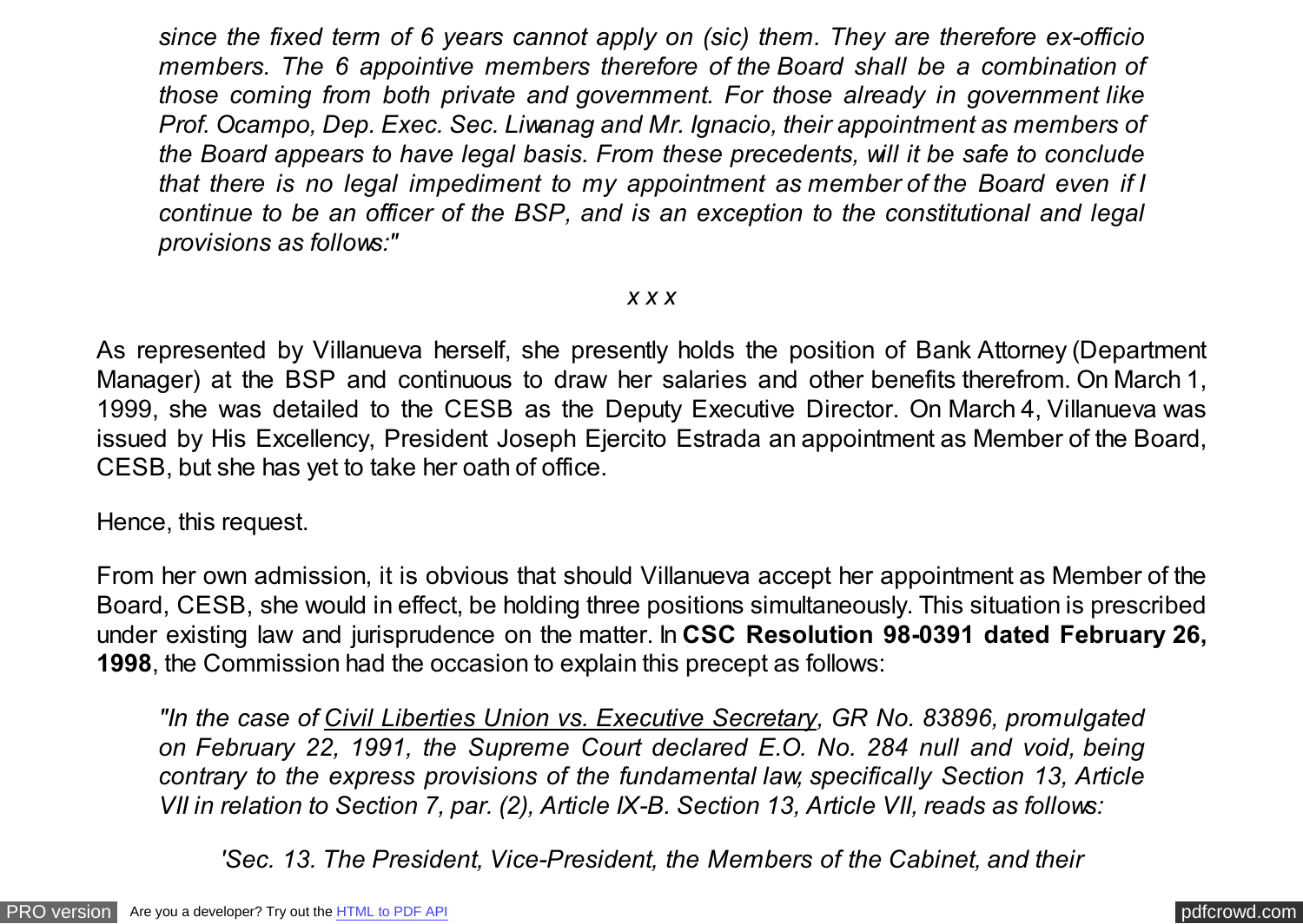*since the fixed term of 6 years cannot apply on (sic) them. They are therefore ex-officio members. The 6 appointive members therefore of the Board shall be a combination of those coming from both private and government. For those already in government like Prof. Ocampo, Dep. Exec. Sec. Liwanag and Mr. Ignacio, their appointment as members of the Board appears to have legal basis. From these precedents, will it be safe to conclude that there is no legal impediment to my appointment as member of the Board even if I continue to be an officer of the BSP, and is an exception to the constitutional and legal provisions as follows:"*

*x x x*

As represented by Villanueva herself, she presently holds the position of Bank Attorney (Department Manager) at the BSP and continuous to draw her salaries and other benefits therefrom. On March 1, 1999, she was detailed to the CESB as the Deputy Executive Director. On March 4, Villanueva was issued by His Excellency, President Joseph Ejercito Estrada an appointment as Member of the Board, CESB, but she has yet to take her oath of office.

Hence, this request.

From her own admission, it is obvious that should Villanueva accept her appointment as Member of the Board, CESB, she would in effect, be holding three positions simultaneously. This situation is prescribed under existing law and jurisprudence on the matter. In **CSC Resolution 98-0391 dated February 26, 1998**, the Commission had the occasion to explain this precept as follows:

*"In the case of Civil Liberties Union vs. Executive Secretary, GR No. 83896, promulgated on February 22, 1991, the Supreme Court declared E.O. No. 284 null and void, being contrary to the express provisions of the fundamental law, specifically Section 13, Article VII in relation to Section 7, par. (2), Article IX-B. Section 13, Article VII, reads as follows:*

*'Sec. 13. The President, Vice-President, the Members of the Cabinet, and their*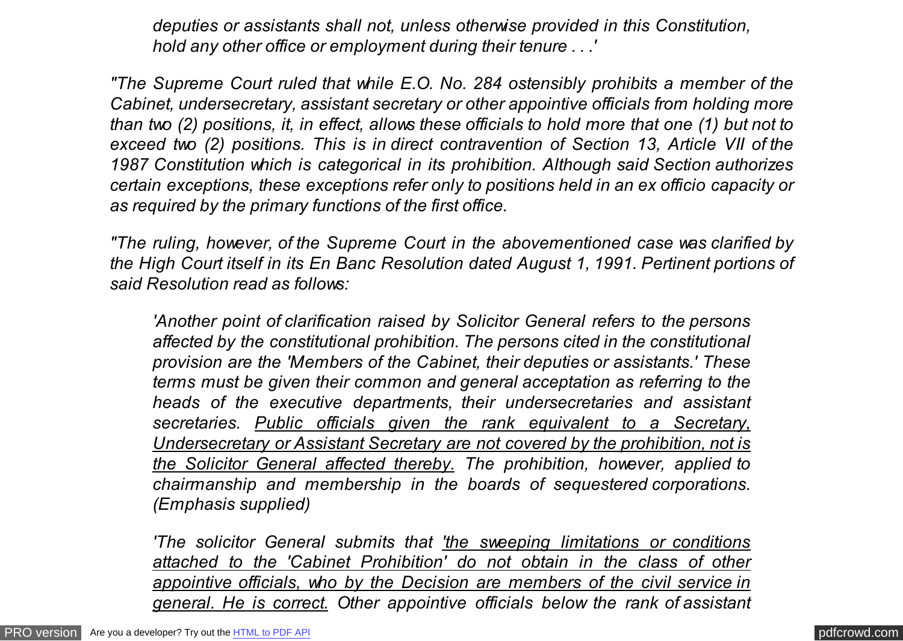*deputies or assistants shall not, unless otherwise provided in this Constitution, hold any other office or employment during their tenure . . .'*

*"The Supreme Court ruled that while E.O. No. 284 ostensibly prohibits a member of the Cabinet, undersecretary, assistant secretary or other appointive officials from holding more than two (2) positions, it, in effect, allows these officials to hold more that one (1) but not to exceed two (2) positions. This is in direct contravention of Section 13, Article VII of the 1987 Constitution which is categorical in its prohibition. Although said Section authorizes certain exceptions, these exceptions refer only to positions held in an ex officio capacity or as required by the primary functions of the first office.*

*"The ruling, however, of the Supreme Court in the abovementioned case was clarified by the High Court itself in its En Banc Resolution dated August 1, 1991. Pertinent portions of said Resolution read as follows:*

> *'Another point of clarification raised by Solicitor General refers to the persons affected by the constitutional prohibition. The persons cited in the constitutional provision are the 'Members of the Cabinet, their deputies or assistants.' These terms must be given their common and general acceptation as referring to the heads of the executive departments, their undersecretaries and assistant secretaries. <u>Public officials given the rank equivalent to a Secretary, Undersecretary or Assistant Secretary are not covered by the prohibition, not is the Solicitor General affected thereby.</u> The prohibition, however, applied to chairmanship and membership in the boards of sequestered corporations. (Emphasis supplied)*
>
> *'The solicitor General submits that <u>'the sweeping limitations or conditions attached to the 'Cabinet Prohibition' do not obtain in the class of other appointive officials, who by the Decision are members of the civil service in general. He is correct.</u> Other appointive officials below the rank of assistant*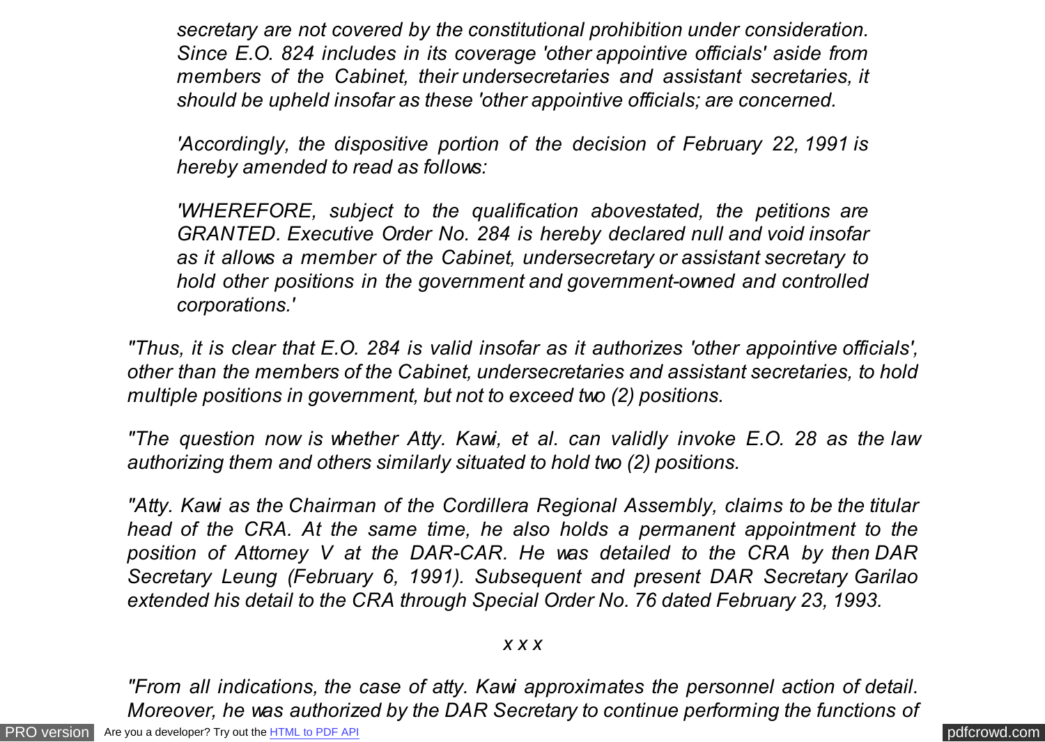*secretary are not covered by the constitutional prohibition under consideration. Since E.O. 824 includes in its coverage 'other appointive officials' aside from members of the Cabinet, their undersecretaries and assistant secretaries, it should be upheld insofar as these 'other appointive officials; are concerned.*

*'Accordingly, the dispositive portion of the decision of February 22, 1991 is hereby amended to read as follows:*

*'WHEREFORE, subject to the qualification abovestated, the petitions are GRANTED. Executive Order No. 284 is hereby declared null and void insofar as it allows a member of the Cabinet, undersecretary or assistant secretary to hold other positions in the government and government-owned and controlled corporations.'*

*"Thus, it is clear that E.O. 284 is valid insofar as it authorizes 'other appointive officials', other than the members of the Cabinet, undersecretaries and assistant secretaries, to hold multiple positions in government, but not to exceed two (2) positions.*

*"The question now is whether Atty. Kawi, et al. can validly invoke E.O. 28 as the law authorizing them and others similarly situated to hold two (2) positions.*

*"Atty. Kawi as the Chairman of the Cordillera Regional Assembly, claims to be the titular head of the CRA. At the same time, he also holds a permanent appointment to the position of Attorney V at the DAR-CAR. He was detailed to the CRA by then DAR Secretary Leung (February 6, 1991). Subsequent and present DAR Secretary Garilao extended his detail to the CRA through Special Order No. 76 dated February 23, 1993.*

*x x x*

*"From all indications, the case of atty. Kawi approximates the personnel action of detail. Moreover, he was authorized by the DAR Secretary to continue performing the functions of*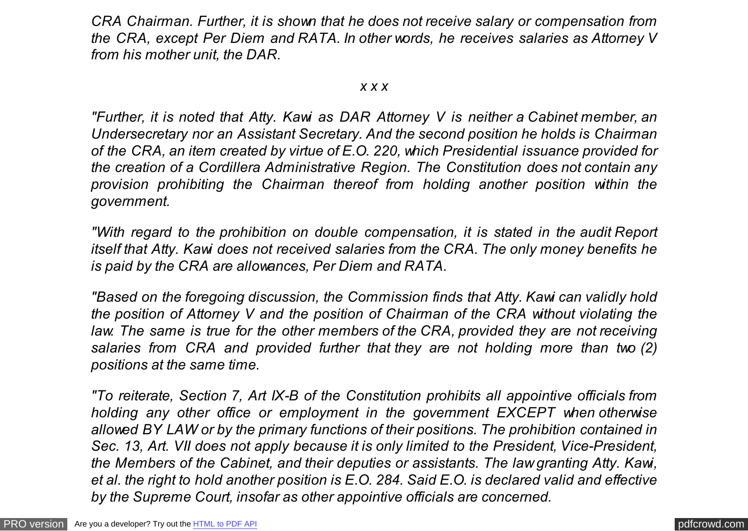*CRA Chairman. Further, it is shown that he does not receive salary or compensation from the CRA, except Per Diem and RATA. In other words, he receives salaries as Attorney V from his mother unit, the DAR.*

*x x x*

*"Further, it is noted that Atty. Kawi as DAR Attorney V is neither a Cabinet member, an Undersecretary nor an Assistant Secretary. And the second position he holds is Chairman of the CRA, an item created by virtue of E.O. 220, which Presidential issuance provided for the creation of a Cordillera Administrative Region. The Constitution does not contain any provision prohibiting the Chairman thereof from holding another position within the government.*

*"With regard to the prohibition on double compensation, it is stated in the audit Report itself that Atty. Kawi does not received salaries from the CRA. The only money benefits he is paid by the CRA are allowances, Per Diem and RATA.*

*"Based on the foregoing discussion, the Commission finds that Atty. Kawi can validly hold the position of Attorney V and the position of Chairman of the CRA without violating the law. The same is true for the other members of the CRA, provided they are not receiving salaries from CRA and provided further that they are not holding more than two (2) positions at the same time.*

*"To reiterate, Section 7, Art IX-B of the Constitution prohibits all appointive officials from holding any other office or employment in the government EXCEPT when otherwise allowed BY LAW or by the primary functions of their positions. The prohibition contained in Sec. 13, Art. VII does not apply because it is only limited to the President, Vice-President, the Members of the Cabinet, and their deputies or assistants. The law granting Atty. Kawi, et al. the right to hold another position is E.O. 284. Said E.O. is declared valid and effective by the Supreme Court, insofar as other appointive officials are concerned.*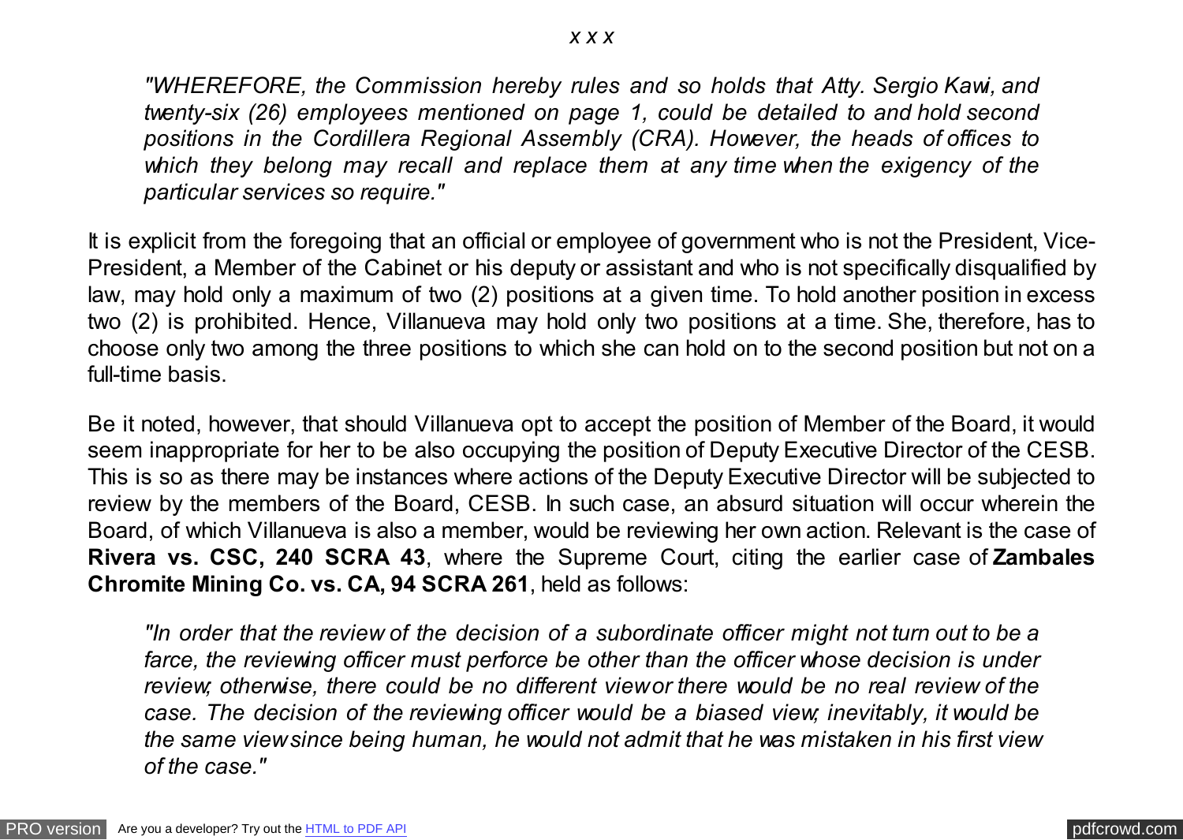*x x x*

*"WHEREFORE, the Commission hereby rules and so holds that Atty. Sergio Kawi, and twenty-six (26) employees mentioned on page 1, could be detailed to and hold second positions in the Cordillera Regional Assembly (CRA). However, the heads of offices to which they belong may recall and replace them at any time when the exigency of the particular services so require."*

It is explicit from the foregoing that an official or employee of government who is not the President, Vice-President, a Member of the Cabinet or his deputy or assistant and who is not specifically disqualified by law, may hold only a maximum of two (2) positions at a given time. To hold another position in excess two (2) is prohibited. Hence, Villanueva may hold only two positions at a time. She, therefore, has to choose only two among the three positions to which she can hold on to the second position but not on a full-time basis.

Be it noted, however, that should Villanueva opt to accept the position of Member of the Board, it would seem inappropriate for her to be also occupying the position of Deputy Executive Director of the CESB. This is so as there may be instances where actions of the Deputy Executive Director will be subjected to review by the members of the Board, CESB. In such case, an absurd situation will occur wherein the Board, of which Villanueva is also a member, would be reviewing her own action. Relevant is the case of **Rivera vs. CSC, 240 SCRA 43**, where the Supreme Court, citing the earlier case of **Zambales Chromite Mining Co. vs. CA, 94 SCRA 261**, held as follows:

*"In order that the review of the decision of a subordinate officer might not turn out to be a farce, the reviewing officer must perforce be other than the officer whose decision is under review; otherwise, there could be no different view or there would be no real review of the case. The decision of the reviewing officer would be a biased view; inevitably, it would be the same view since being human, he would not admit that he was mistaken in his first view of the case."*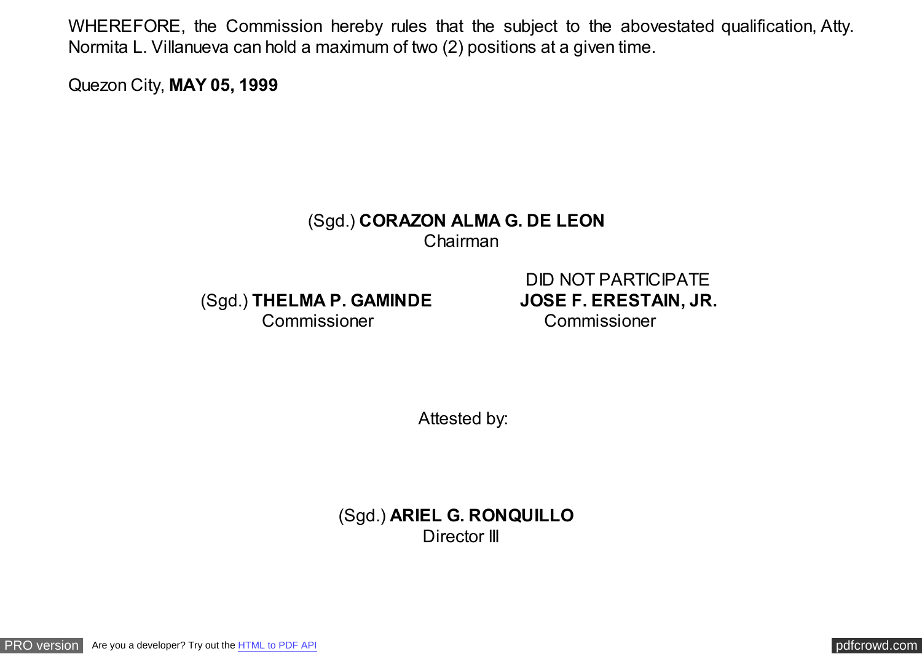WHEREFORE, the Commission hereby rules that the subject to the abovestated qualification, Atty. Normita L. Villanueva can hold a maximum of two (2) positions at a given time.

Quezon City, **MAY 05, 1999**

(Sgd.) **CORAZON ALMA G. DE LEON**
Chairman

(Sgd.) **THELMA P. GAMINDE**
Commissioner

DID NOT PARTICIPATE
**JOSE F. ERESTAIN, JR.**
Commissioner

Attested by:

(Sgd.) **ARIEL G. RONQUILLO**
Director III